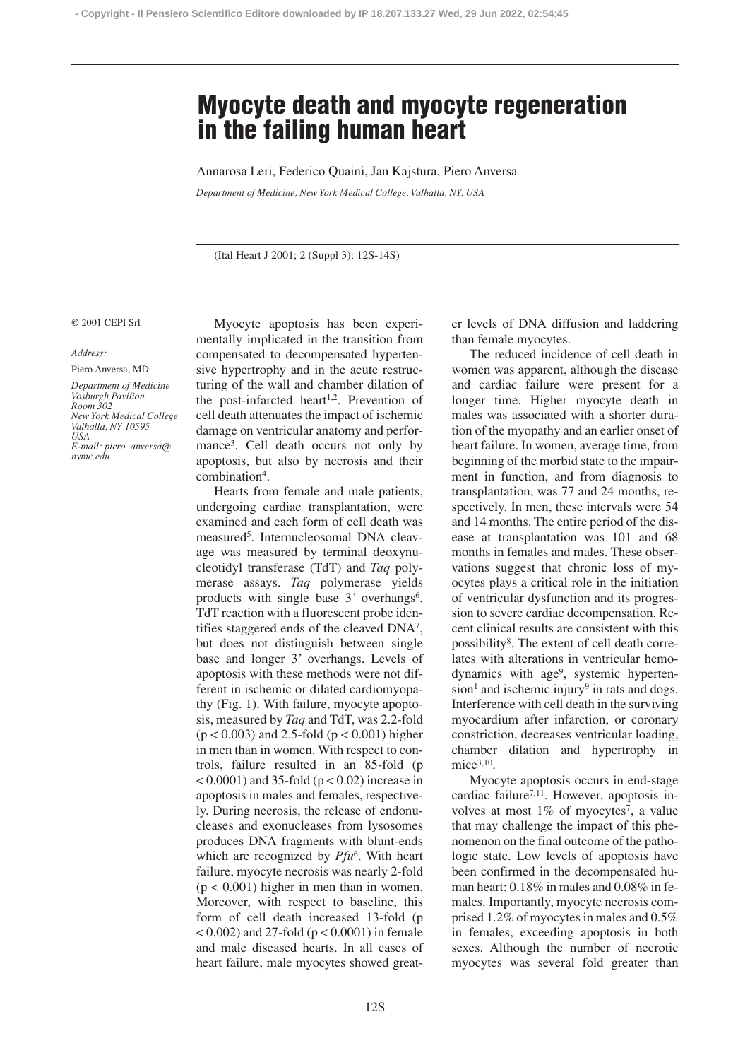# Myocyte death and myocyte regeneration in the failing human heart

Annarosa Leri, Federico Quaini, Jan Kajstura, Piero Anversa

*Department of Medicine, New York Medical College, Valhalla, NY, USA*

(Ital Heart J 2001; 2 (Suppl 3): 12S-14S)

© 2001 CEPI Srl

*Address:*

Piero Anversa, MD

*Department of Medicine*
*Vosburgh Pavilion*
*Room 302*
*New York Medical College*
*Valhalla, NY 10595*
*USA*
*E-mail: piero_anversa@nymc.edu*

Myocyte apoptosis has been experimentally implicated in the transition from compensated to decompensated hypertensive hypertrophy and in the acute restructuring of the wall and chamber dilation of the post-infarcted heart[1,2]. Prevention of cell death attenuates the impact of ischemic damage on ventricular anatomy and performance[3]. Cell death occurs not only by apoptosis, but also by necrosis and their combination[4].

Hearts from female and male patients, undergoing cardiac transplantation, were examined and each form of cell death was measured[5]. Internucleosomal DNA cleavage was measured by terminal deoxynucleotidyl transferase (TdT) and *Taq* polymerase assays. *Taq* polymerase yields products with single base 3' overhangs[6]. TdT reaction with a fluorescent probe identifies staggered ends of the cleaved DNA[7], but does not distinguish between single base and longer 3' overhangs. Levels of apoptosis with these methods were not different in ischemic or dilated cardiomyopathy (Fig. 1). With failure, myocyte apoptosis, measured by *Taq* and TdT, was 2.2-fold ($p < 0.003$) and 2.5-fold ($p < 0.001$) higher in men than in women. With respect to controls, failure resulted in an 85-fold ($p < 0.0001$) and 35-fold ($p < 0.02$) increase in apoptosis in males and females, respectively. During necrosis, the release of endonucleases and exonucleases from lysosomes produces DNA fragments with blunt-ends which are recognized by *Pfu*[6]. With heart failure, myocyte necrosis was nearly 2-fold ($p < 0.001$) higher in men than in women. Moreover, with respect to baseline, this form of cell death increased 13-fold ($p < 0.002$) and 27-fold ($p < 0.0001$) in female and male diseased hearts. In all cases of heart failure, male myocytes showed greater levels of DNA diffusion and laddering than female myocytes.

The reduced incidence of cell death in women was apparent, although the disease and cardiac failure were present for a longer time. Higher myocyte death in males was associated with a shorter duration of the myopathy and an earlier onset of heart failure. In women, average time, from beginning of the morbid state to the impairment in function, and from diagnosis to transplantation, was 77 and 24 months, respectively. In men, these intervals were 54 and 14 months. The entire period of the disease at transplantation was 101 and 68 months in females and males. These observations suggest that chronic loss of myocytes plays a critical role in the initiation of ventricular dysfunction and its progression to severe cardiac decompensation. Recent clinical results are consistent with this possibility[8]. The extent of cell death correlates with alterations in ventricular hemodynamics with age[9], systemic hypertension[1] and ischemic injury[9] in rats and dogs. Interference with cell death in the surviving myocardium after infarction, or coronary constriction, decreases ventricular loading, chamber dilation and hypertrophy in mice[3,10].

Myocyte apoptosis occurs in end-stage cardiac failure[7,11]. However, apoptosis involves at most 1% of myocytes[7], a value that may challenge the impact of this phenomenon on the final outcome of the pathologic state. Low levels of apoptosis have been confirmed in the decompensated human heart: 0.18% in males and 0.08% in females. Importantly, myocyte necrosis comprised 1.2% of myocytes in males and 0.5% in females, exceeding apoptosis in both sexes. Although the number of necrotic myocytes was several fold greater than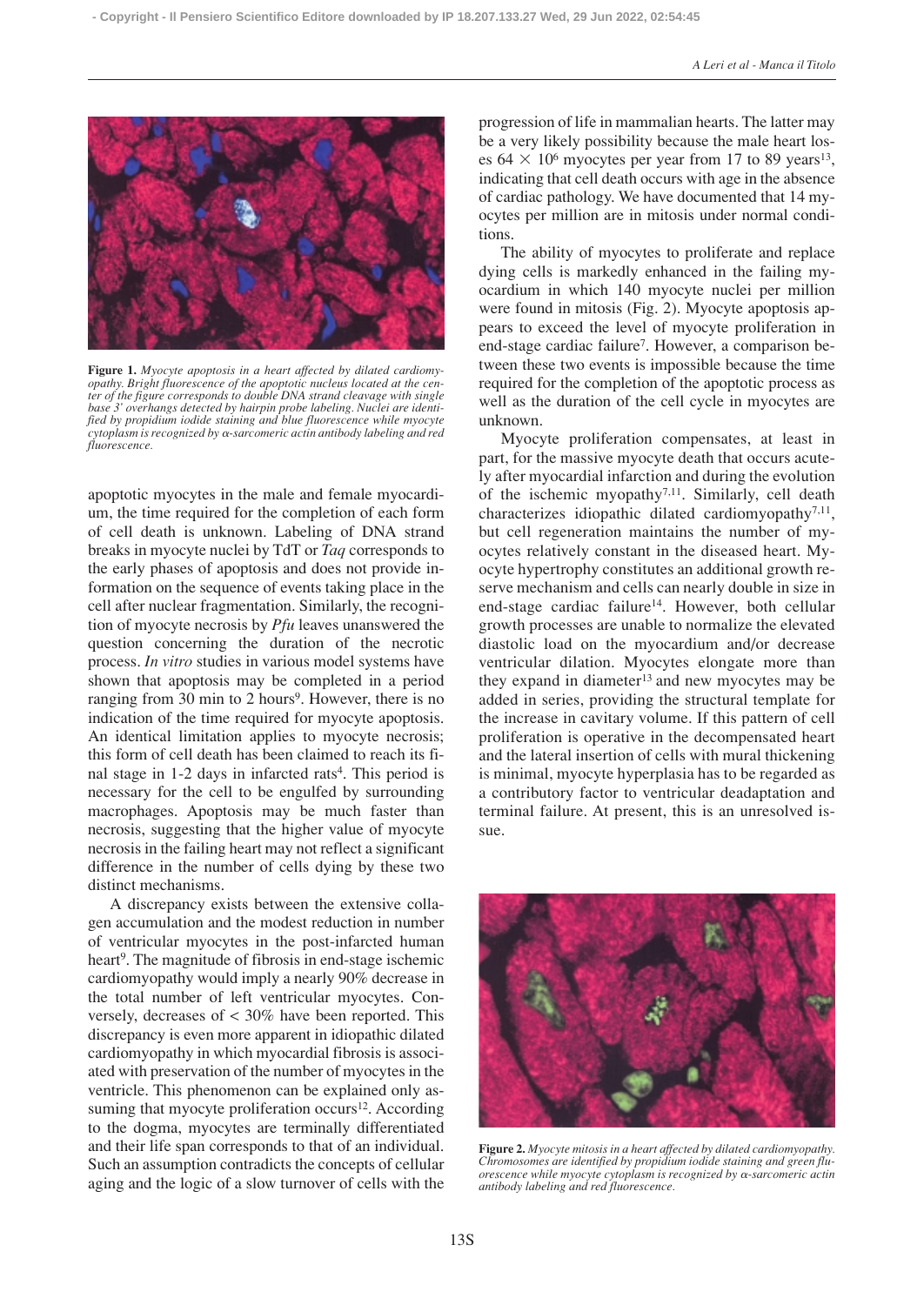**Figure 1.** *Myocyte apoptosis in a heart affected by dilated cardiomyopathy. Bright fluorescence of the apoptotic nucleus located at the center of the figure corresponds to double DNA strand cleavage with single base 3' overhangs detected by hairpin probe labeling. Nuclei are identified by propidium iodide staining and blue fluorescence while myocyte cytoplasm is recognized by α-sarcomeric actin antibody labeling and red fluorescence.*

apoptotic myocytes in the male and female myocardium, the time required for the completion of each form of cell death is unknown. Labeling of DNA strand breaks in myocyte nuclei by TdT or *Taq* corresponds to the early phases of apoptosis and does not provide information on the sequence of events taking place in the cell after nuclear fragmentation. Similarly, the recognition of myocyte necrosis by *Pfu* leaves unanswered the question concerning the duration of the necrotic process. *In vitro* studies in various model systems have shown that apoptosis may be completed in a period ranging from 30 min to 2 hours[9]. However, there is no indication of the time required for myocyte apoptosis. An identical limitation applies to myocyte necrosis; this form of cell death has been claimed to reach its final stage in 1-2 days in infarcted rats[4]. This period is necessary for the cell to be engulfed by surrounding macrophages. Apoptosis may be much faster than necrosis, suggesting that the higher value of myocyte necrosis in the failing heart may not reflect a significant difference in the number of cells dying by these two distinct mechanisms.

A discrepancy exists between the extensive collagen accumulation and the modest reduction in number of ventricular myocytes in the post-infarcted human heart[9]. The magnitude of fibrosis in end-stage ischemic cardiomyopathy would imply a nearly 90% decrease in the total number of left ventricular myocytes. Conversely, decreases of < 30% have been reported. This discrepancy is even more apparent in idiopathic dilated cardiomyopathy in which myocardial fibrosis is associated with preservation of the number of myocytes in the ventricle. This phenomenon can be explained only assuming that myocyte proliferation occurs[12]. According to the dogma, myocytes are terminally differentiated and their life span corresponds to that of an individual. Such an assumption contradicts the concepts of cellular aging and the logic of a slow turnover of cells with the progression of life in mammalian hearts. The latter may be a very likely possibility because the male heart loses $64 \times 10^6$ myocytes per year from 17 to 89 years[13], indicating that cell death occurs with age in the absence of cardiac pathology. We have documented that 14 myocytes per million are in mitosis under normal conditions.

The ability of myocytes to proliferate and replace dying cells is markedly enhanced in the failing myocardium in which 140 myocyte nuclei per million were found in mitosis (Fig. 2). Myocyte apoptosis appears to exceed the level of myocyte proliferation in end-stage cardiac failure[7]. However, a comparison between these two events is impossible because the time required for the completion of the apoptotic process as well as the duration of the cell cycle in myocytes are unknown.

Myocyte proliferation compensates, at least in part, for the massive myocyte death that occurs acutely after myocardial infarction and during the evolution of the ischemic myopathy[7,11]. Similarly, cell death characterizes idiopathic dilated cardiomyopathy[7,11], but cell regeneration maintains the number of myocytes relatively constant in the diseased heart. Myocyte hypertrophy constitutes an additional growth reserve mechanism and cells can nearly double in size in end-stage cardiac failure[14]. However, both cellular growth processes are unable to normalize the elevated diastolic load on the myocardium and/or decrease ventricular dilation. Myocytes elongate more than they expand in diameter[13] and new myocytes may be added in series, providing the structural template for the increase in cavitary volume. If this pattern of cell proliferation is operative in the decompensated heart and the lateral insertion of cells with mural thickening is minimal, myocyte hyperplasia has to be regarded as a contributory factor to ventricular deadaptation and terminal failure. At present, this is an unresolved issue.

**Figure 2.** *Myocyte mitosis in a heart affected by dilated cardiomyopathy. Chromosomes are identified by propidium iodide staining and green fluorescence while myocyte cytoplasm is recognized by α-sarcomeric actin antibody labeling and red fluorescence.*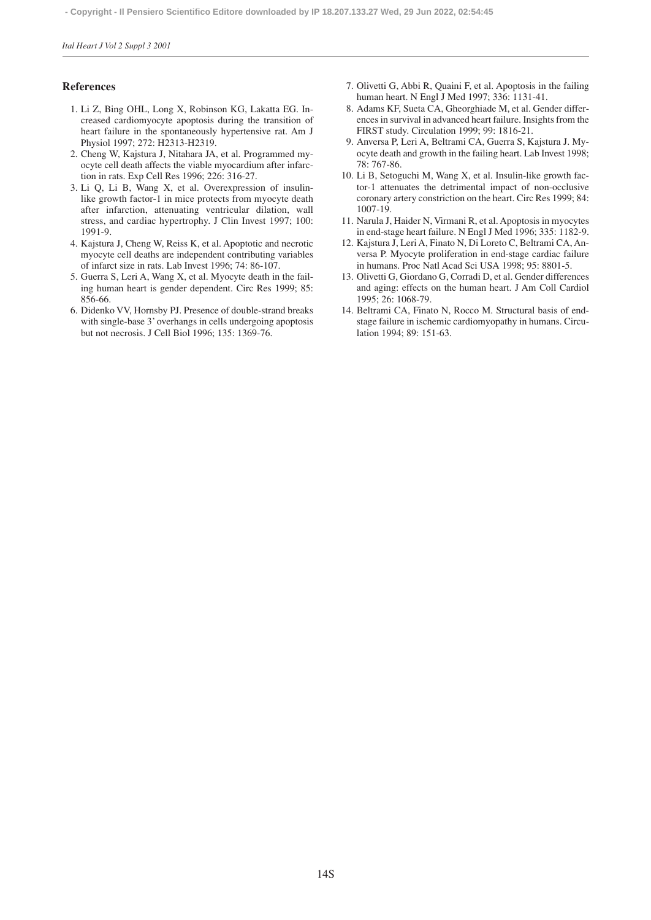## References

1. Li Z, Bing OHL, Long X, Robinson KG, Lakatta EG. Increased cardiomyocyte apoptosis during the transition of heart failure in the spontaneously hypertensive rat. Am J Physiol 1997; 272: H2313-H2319.
2. Cheng W, Kajstura J, Nitahara JA, et al. Programmed myocyte cell death affects the viable myocardium after infarction in rats. Exp Cell Res 1996; 226: 316-27.
3. Li Q, Li B, Wang X, et al. Overexpression of insulin-like growth factor-1 in mice protects from myocyte death after infarction, attenuating ventricular dilation, wall stress, and cardiac hypertrophy. J Clin Invest 1997; 100: 1991-9.
4. Kajstura J, Cheng W, Reiss K, et al. Apoptotic and necrotic myocyte cell deaths are independent contributing variables of infarct size in rats. Lab Invest 1996; 74: 86-107.
5. Guerra S, Leri A, Wang X, et al. Myocyte death in the failing human heart is gender dependent. Circ Res 1999; 85: 856-66.
6. Didenko VV, Hornsby PJ. Presence of double-strand breaks with single-base 3' overhangs in cells undergoing apoptosis but not necrosis. J Cell Biol 1996; 135: 1369-76.
7. Olivetti G, Abbi R, Quaini F, et al. Apoptosis in the failing human heart. N Engl J Med 1997; 336: 1131-41.
8. Adams KF, Sueta CA, Gheorghiade M, et al. Gender differences in survival in advanced heart failure. Insights from the FIRST study. Circulation 1999; 99: 1816-21.
9. Anversa P, Leri A, Beltrami CA, Guerra S, Kajstura J. Myocyte death and growth in the failing heart. Lab Invest 1998; 78: 767-86.
10. Li B, Setoguchi M, Wang X, et al. Insulin-like growth factor-1 attenuates the detrimental impact of non-occlusive coronary artery constriction on the heart. Circ Res 1999; 84: 1007-19.
11. Narula J, Haider N, Virmani R, et al. Apoptosis in myocytes in end-stage heart failure. N Engl J Med 1996; 335: 1182-9.
12. Kajstura J, Leri A, Finato N, Di Loreto C, Beltrami CA, Anversa P. Myocyte proliferation in end-stage cardiac failure in humans. Proc Natl Acad Sci USA 1998; 95: 8801-5.
13. Olivetti G, Giordano G, Corradi D, et al. Gender differences and aging: effects on the human heart. J Am Coll Cardiol 1995; 26: 1068-79.
14. Beltrami CA, Finato N, Rocco M. Structural basis of end-stage failure in ischemic cardiomyopathy in humans. Circulation 1994; 89: 151-63.